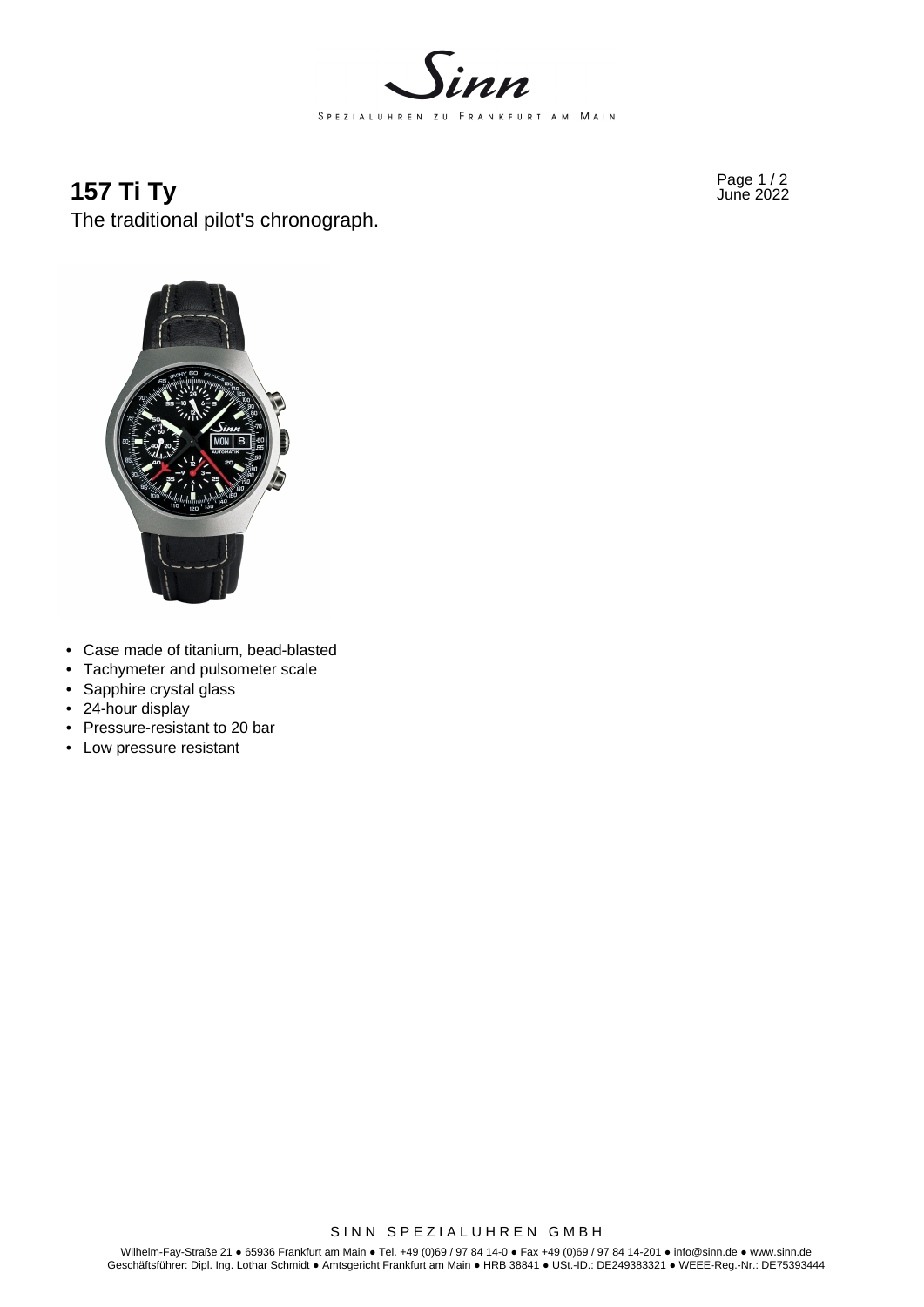# 157 Ti Ty

The traditional pilot's chronograph.

- Case made of titanium, bead-blasted
- Tachymeter and pulsometer scale
- Sapphire crystal glass
- 24-hour display
- Pressure-resistant to 20 bar
- Low pressure resistant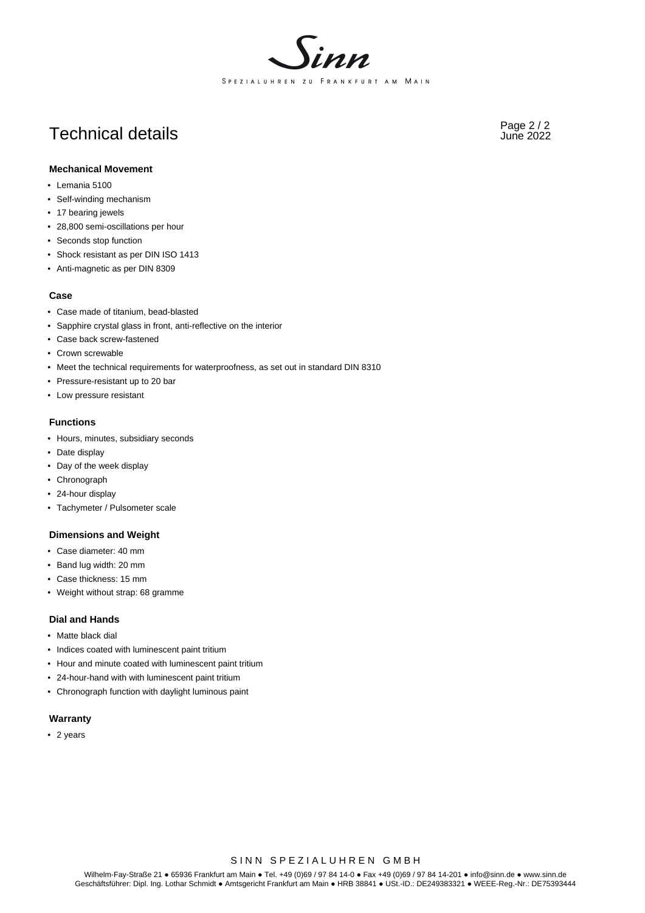# Technical details

June 2022

### Mechanical Movement

- Lemania 5100
- Self-winding mechanism
- 17 bearing jewels
- 28,800 semi-oscillations per hour
- Seconds stop function
- Shock resistant as per DIN ISO 1413
- Anti-magnetic as per DIN 8309

### Case

- Case made of titanium, bead-blasted
- Sapphire crystal glass in front, anti-reflective on the interior
- Case back screw-fastened
- Crown screwable
- Meet the technical requirements for waterproofness, as set out in standard DIN 8310
- Pressure-resistant up to 20 bar
- Low pressure resistant

### Functions

- Hours, minutes, subsidiary seconds
- Date display
- Day of the week display
- Chronograph
- 24-hour display
- Tachymeter / Pulsometer scale

### Dimensions and Weight

- Case diameter: 40 mm
- Band lug width: 20 mm
- Case thickness: 15 mm
- Weight without strap: 68 gramme

### Dial and Hands

- Matte black dial
- Indices coated with luminescent paint tritium
- Hour and minute coated with luminescent paint tritium
- 24-hour-hand with with luminescent paint tritium
- Chronograph function with daylight luminous paint

### Warranty

- 2 years